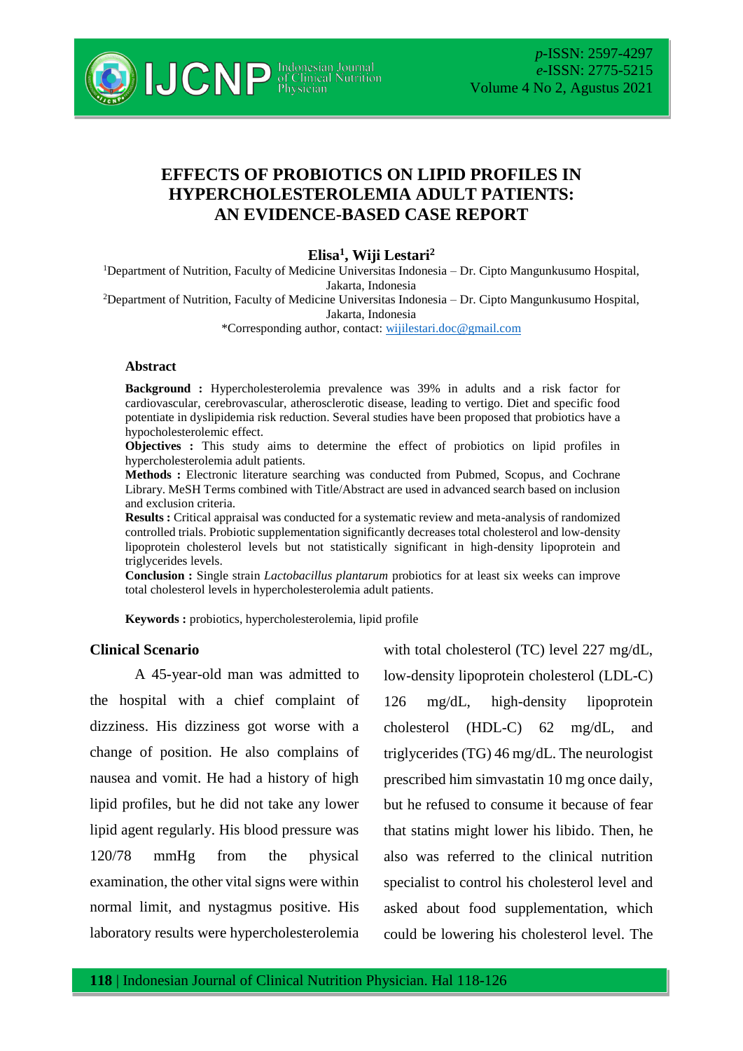# EFFECTS OF PROBIOTICS ON LIPID PROFILES IN HYPERCHOLESTEROLEMIA ADULT PATIENTS: AN EVIDENCE-BASED CASE REPORT

**Elisa[1], Wiji Lestari[2]**

[1]Department of Nutrition, Faculty of Medicine Universitas Indonesia – Dr. Cipto Mangunkusumo Hospital, Jakarta, Indonesia

[2]Department of Nutrition, Faculty of Medicine Universitas Indonesia – Dr. Cipto Mangunkusumo Hospital, Jakarta, Indonesia

*Corresponding author, contact: wijilestari.doc@gmail.com

## Abstract

**Background :** Hypercholesterolemia prevalence was 39% in adults and a risk factor for cardiovascular, cerebrovascular, atherosclerotic disease, leading to vertigo. Diet and specific food potentiate in dyslipidemia risk reduction. Several studies have been proposed that probiotics have a hypocholesterolemic effect.

**Objectives :** This study aims to determine the effect of probiotics on lipid profiles in hypercholesterolemia adult patients.

**Methods :** Electronic literature searching was conducted from Pubmed, Scopus, and Cochrane Library. MeSH Terms combined with Title/Abstract are used in advanced search based on inclusion and exclusion criteria.

**Results :** Critical appraisal was conducted for a systematic review and meta-analysis of randomized controlled trials. Probiotic supplementation significantly decreases total cholesterol and low-density lipoprotein cholesterol levels but not statistically significant in high-density lipoprotein and triglycerides levels.

**Conclusion :** Single strain *Lactobacillus plantarum* probiotics for at least six weeks can improve total cholesterol levels in hypercholesterolemia adult patients.

**Keywords :** probiotics, hypercholesterolemia, lipid profile

## Clinical Scenario

A 45-year-old man was admitted to the hospital with a chief complaint of dizziness. His dizziness got worse with a change of position. He also complains of nausea and vomit. He had a history of high lipid profiles, but he did not take any lower lipid agent regularly. His blood pressure was 120/78 mmHg from the physical examination, the other vital signs were within normal limit, and nystagmus positive. His laboratory results were hypercholesterolemia with total cholesterol (TC) level 227 mg/dL, low-density lipoprotein cholesterol (LDL-C) 126 mg/dL, high-density lipoprotein cholesterol (HDL-C) 62 mg/dL, and triglycerides (TG) 46 mg/dL. The neurologist prescribed him simvastatin 10 mg once daily, but he refused to consume it because of fear that statins might lower his libido. Then, he also was referred to the clinical nutrition specialist to control his cholesterol level and asked about food supplementation, which could be lowering his cholesterol level. The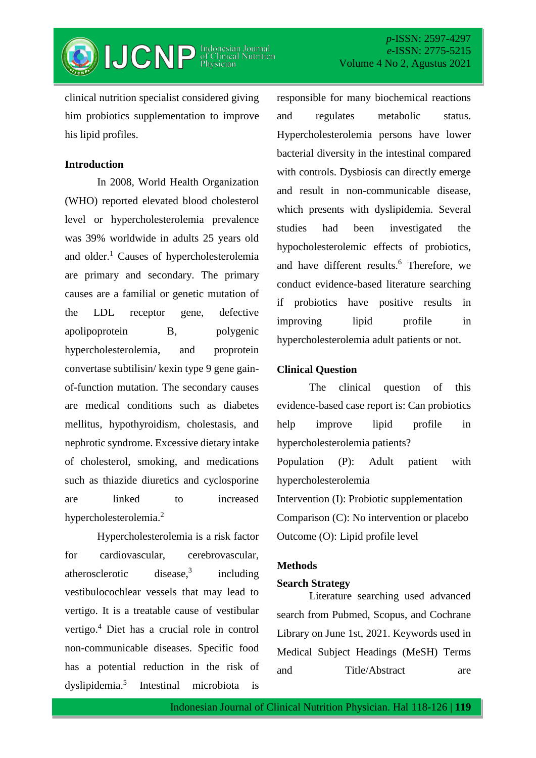clinical nutrition specialist considered giving him probiotics supplementation to improve his lipid profiles.

## Introduction

In 2008, World Health Organization (WHO) reported elevated blood cholesterol level or hypercholesterolemia prevalence was 39% worldwide in adults 25 years old and older.[1] Causes of hypercholesterolemia are primary and secondary. The primary causes are a familial or genetic mutation of the LDL receptor gene, defective apolipoprotein B, polygenic hypercholesterolemia, and proprotein convertase subtilisin/ kexin type 9 gene gain-of-function mutation. The secondary causes are medical conditions such as diabetes mellitus, hypothyroidism, cholestasis, and nephrotic syndrome. Excessive dietary intake of cholesterol, smoking, and medications such as thiazide diuretics and cyclosporine are linked to increased hypercholesterolemia.[2]

Hypercholesterolemia is a risk factor for cardiovascular, cerebrovascular, atherosclerotic disease,[3] including vestibulocochlear vessels that may lead to vertigo. It is a treatable cause of vestibular vertigo.[4] Diet has a crucial role in control non-communicable diseases. Specific food has a potential reduction in the risk of dyslipidemia.[5] Intestinal microbiota is responsible for many biochemical reactions and regulates metabolic status. Hypercholesterolemia persons have lower bacterial diversity in the intestinal compared with controls. Dysbiosis can directly emerge and result in non-communicable disease, which presents with dyslipidemia. Several studies had been investigated the hypocholesterolemic effects of probiotics, and have different results.[6] Therefore, we conduct evidence-based literature searching if probiotics have positive results in improving lipid profile in hypercholesterolemia adult patients or not.

## Clinical Question

The clinical question of this evidence-based case report is: Can probiotics help improve lipid profile in hypercholesterolemia patients?

Population (P): Adult patient with hypercholesterolemia

Intervention (I): Probiotic supplementation

Comparison (C): No intervention or placebo

Outcome (O): Lipid profile level

## Methods

### Search Strategy

Literature searching used advanced search from Pubmed, Scopus, and Cochrane Library on June 1st, 2021. Keywords used in Medical Subject Headings (MeSH) Terms and Title/Abstract are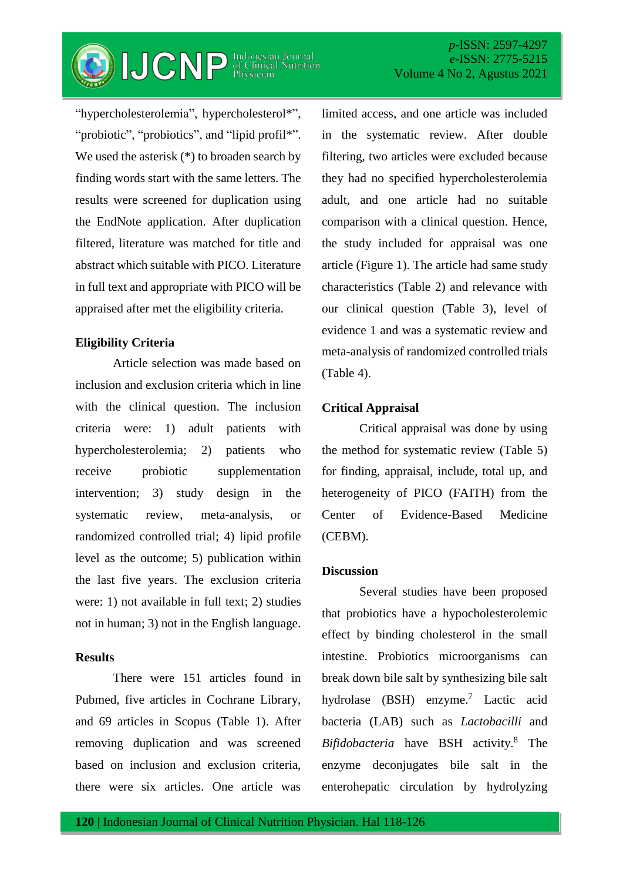"hypercholesterolemia", hypercholesterol*", "probiotic", "probiotics", and "lipid profil*". We used the asterisk (*) to broaden search by finding words start with the same letters. The results were screened for duplication using the EndNote application. After duplication filtered, literature was matched for title and abstract which suitable with PICO. Literature in full text and appropriate with PICO will be appraised after met the eligibility criteria.

## Eligibility Criteria

Article selection was made based on inclusion and exclusion criteria which in line with the clinical question. The inclusion criteria were: 1) adult patients with hypercholesterolemia; 2) patients who receive probiotic supplementation intervention; 3) study design in the systematic review, meta-analysis, or randomized controlled trial; 4) lipid profile level as the outcome; 5) publication within the last five years. The exclusion criteria were: 1) not available in full text; 2) studies not in human; 3) not in the English language.

## Results

There were 151 articles found in Pubmed, five articles in Cochrane Library, and 69 articles in Scopus (Table 1). After removing duplication and was screened based on inclusion and exclusion criteria, there were six articles. One article was limited access, and one article was included in the systematic review. After double filtering, two articles were excluded because they had no specified hypercholesterolemia adult, and one article had no suitable comparison with a clinical question. Hence, the study included for appraisal was one article (Figure 1). The article had same study characteristics (Table 2) and relevance with our clinical question (Table 3), level of evidence 1 and was a systematic review and meta-analysis of randomized controlled trials (Table 4).

## Critical Appraisal

Critical appraisal was done by using the method for systematic review (Table 5) for finding, appraisal, include, total up, and heterogeneity of PICO (FAITH) from the Center of Evidence-Based Medicine (CEBM).

## Discussion

Several studies have been proposed that probiotics have a hypocholesterolemic effect by binding cholesterol in the small intestine. Probiotics microorganisms can break down bile salt by synthesizing bile salt hydrolase (BSH) enzyme.[7] Lactic acid bacteria (LAB) such as *Lactobacilli* and *Bifidobacteria* have BSH activity.[8] The enzyme deconjugates bile salt in the enterohepatic circulation by hydrolyzing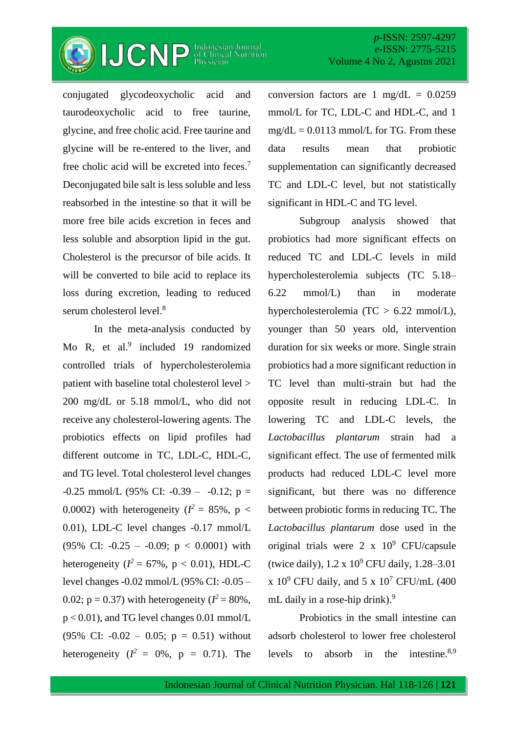conjugated glycodeoxycholic acid and taurodeoxycholic acid to free taurine, glycine, and free cholic acid. Free taurine and glycine will be re-entered to the liver, and free cholic acid will be excreted into feces.[7] Deconjugated bile salt is less soluble and less reabsorbed in the intestine so that it will be more free bile acids excretion in feces and less soluble and absorption lipid in the gut. Cholesterol is the precursor of bile acids. It will be converted to bile acid to replace its loss during excretion, leading to reduced serum cholesterol level.[8]

In the meta-analysis conducted by Mo R, et al.[9] included 19 randomized controlled trials of hypercholesterolemia patient with baseline total cholesterol level > 200 mg/dL or 5.18 mmol/L, who did not receive any cholesterol-lowering agents. The probiotics effects on lipid profiles had different outcome in TC, LDL-C, HDL-C, and TG level. Total cholesterol level changes -0.25 mmol/L (95% CI: -0.39 – -0.12; $p = 0.0002$) with heterogeneity ($I^2 = 85\%$, $p < 0.01$), LDL-C level changes -0.17 mmol/L (95% CI: -0.25 – -0.09; $p < 0.0001$) with heterogeneity ($I^2 = 67\%$, $p < 0.01$), HDL-C level changes -0.02 mmol/L (95% CI: -0.05 – 0.02; $p = 0.37$) with heterogeneity ($I^2 = 80\%$, $p < 0.01$), and TG level changes 0.01 mmol/L (95% CI: -0.02 – 0.05; $p = 0.51$) without heterogeneity ($I^2 = 0\%$, $p = 0.71$). The conversion factors are 1 mg/dL = 0.0259 mmol/L for TC, LDL-C and HDL-C, and 1 mg/dL = 0.0113 mmol/L for TG. From these data results mean that probiotic supplementation can significantly decreased TC and LDL-C level, but not statistically significant in HDL-C and TG level.

Subgroup analysis showed that probiotics had more significant effects on reduced TC and LDL-C levels in mild hypercholesterolemia subjects (TC 5.18–6.22 mmol/L) than in moderate hypercholesterolemia (TC > 6.22 mmol/L), younger than 50 years old, intervention duration for six weeks or more. Single strain probiotics had a more significant reduction in TC level than multi-strain but had the opposite result in reducing LDL-C. In lowering TC and LDL-C levels, the *Lactobacillus plantarum* strain had a significant effect. The use of fermented milk products had reduced LDL-C level more significant, but there was no difference between probiotic forms in reducing TC. The *Lactobacillus plantarum* dose used in the original trials were 2 x $10^9$ CFU/capsule (twice daily), 1.2 x $10^9$ CFU daily, 1.28–3.01 x $10^9$ CFU daily, and 5 x $10^7$ CFU/mL (400 mL daily in a rose-hip drink).[9]

Probiotics in the small intestine can adsorb cholesterol to lower free cholesterol levels to absorb in the intestine.[8,9]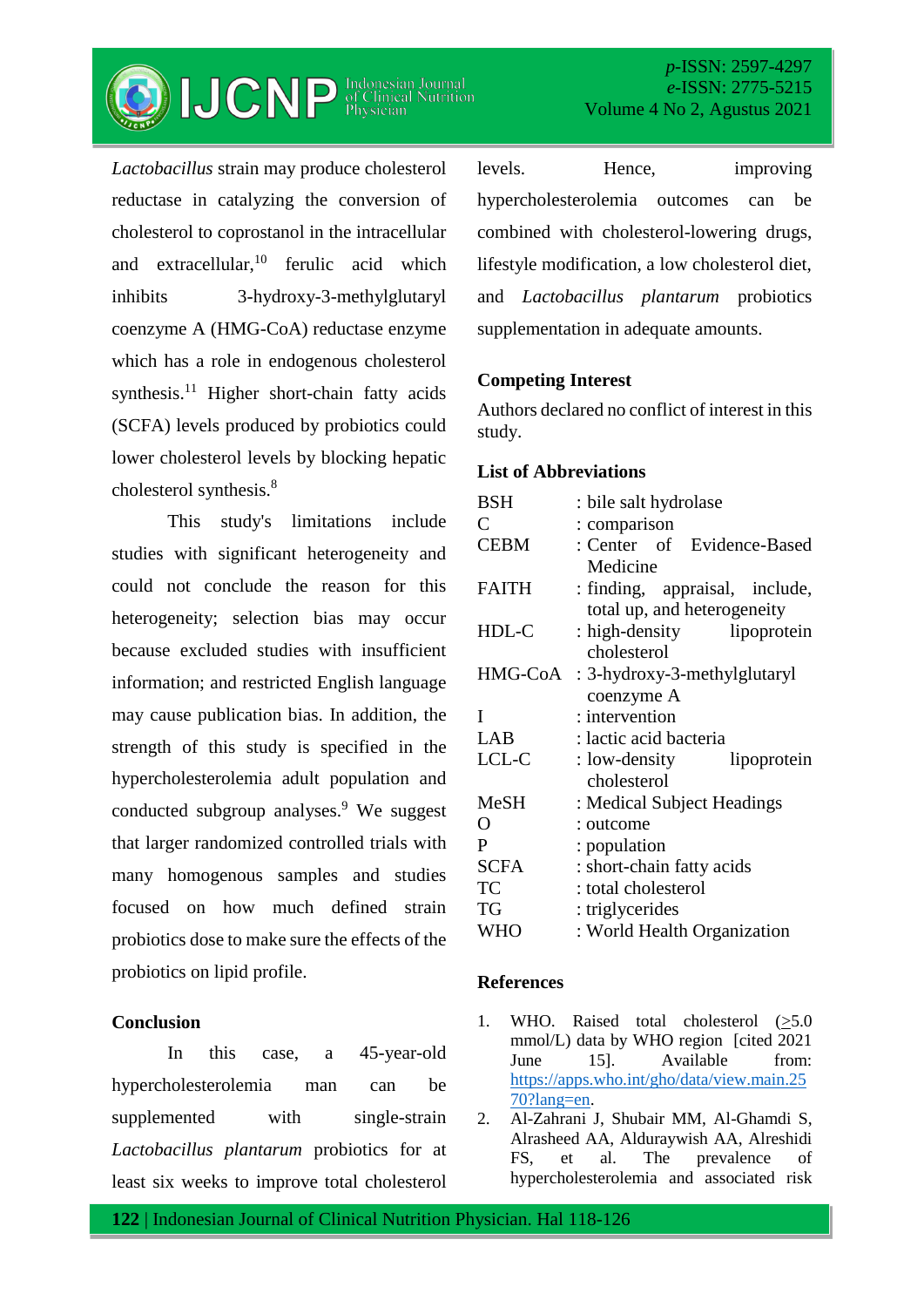*Lactobacillus* strain may produce cholesterol reductase in catalyzing the conversion of cholesterol to coprostanol in the intracellular and extracellular,[10] ferulic acid which inhibits 3-hydroxy-3-methylglutaryl coenzyme A (HMG-CoA) reductase enzyme which has a role in endogenous cholesterol synthesis.[11] Higher short-chain fatty acids (SCFA) levels produced by probiotics could lower cholesterol levels by blocking hepatic cholesterol synthesis.[8]

This study's limitations include studies with significant heterogeneity and could not conclude the reason for this heterogeneity; selection bias may occur because excluded studies with insufficient information; and restricted English language may cause publication bias. In addition, the strength of this study is specified in the hypercholesterolemia adult population and conducted subgroup analyses.[9] We suggest that larger randomized controlled trials with many homogenous samples and studies focused on how much defined strain probiotics dose to make sure the effects of the probiotics on lipid profile.

## Conclusion

In this case, a 45-year-old hypercholesterolemia man can be supplemented with single-strain *Lactobacillus plantarum* probiotics for at least six weeks to improve total cholesterol levels. Hence, improving hypercholesterolemia outcomes can be combined with cholesterol-lowering drugs, lifestyle modification, a low cholesterol diet, and *Lactobacillus plantarum* probiotics supplementation in adequate amounts.

## Competing Interest

Authors declared no conflict of interest in this study.

## List of Abbreviations

| | |
|---|---|
| BSH | : bile salt hydrolase |
| C | : comparison |
| CEBM | : Center of Evidence-Based Medicine |
| FAITH | : finding, appraisal, include, total up, and heterogeneity |
| HDL-C | : high-density lipoprotein cholesterol |
| HMG-CoA | : 3-hydroxy-3-methylglutaryl coenzyme A |
| I | : intervention |
| LAB | : lactic acid bacteria |
| LCL-C | : low-density lipoprotein cholesterol |
| MeSH | : Medical Subject Headings |
| O | : outcome |
| P | : population |
| SCFA | : short-chain fatty acids |
| TC | : total cholesterol |
| TG | : triglycerides |
| WHO | : World Health Organization |

## References

1. WHO. Raised total cholesterol (≥5.0 mmol/L) data by WHO region [cited 2021 June 15]. Available from: https://apps.who.int/gho/data/view.main.2570?lang=en.
2. Al-Zahrani J, Shubair MM, Al-Ghamdi S, Alrasheed AA, Alduraywish AA, Alreshidi FS, et al. The prevalence of hypercholesterolemia and associated risk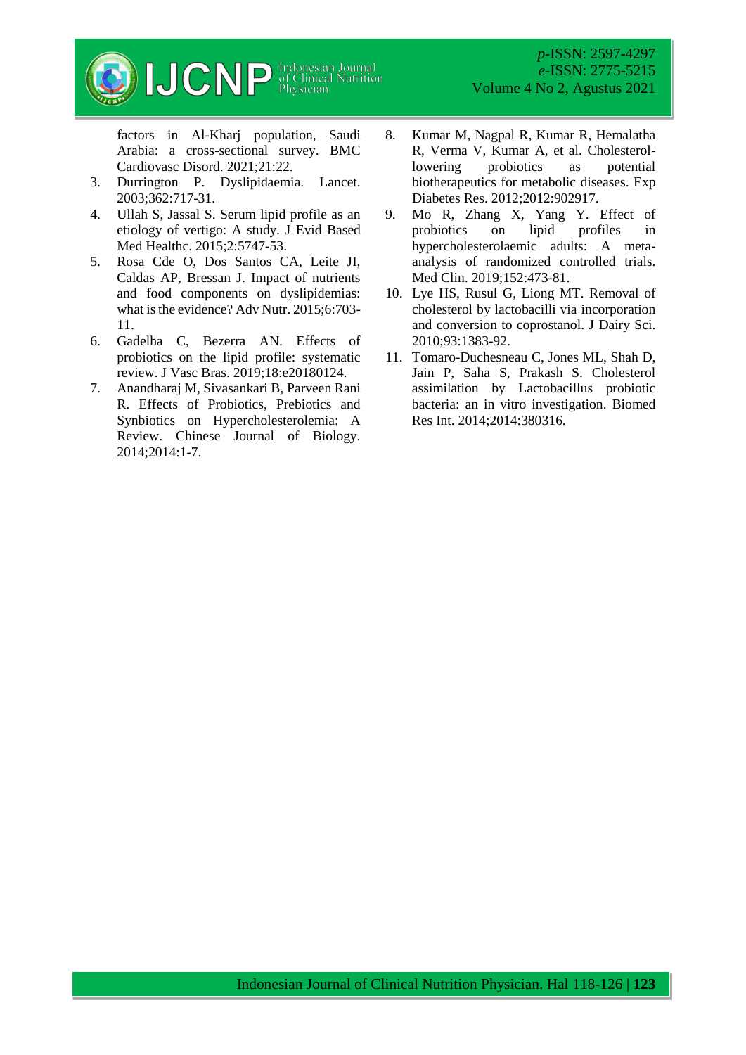factors in Al-Kharj population, Saudi Arabia: a cross-sectional survey. BMC Cardiovasc Disord. 2021;21:22.

3. Durrington P. Dyslipidaemia. Lancet. 2003;362:717-31.
4. Ullah S, Jassal S. Serum lipid profile as an etiology of vertigo: A study. J Evid Based Med Healthc. 2015;2:5747-53.
5. Rosa Cde O, Dos Santos CA, Leite JI, Caldas AP, Bressan J. Impact of nutrients and food components on dyslipidemias: what is the evidence? Adv Nutr. 2015;6:703-11.
6. Gadelha C, Bezerra AN. Effects of probiotics on the lipid profile: systematic review. J Vasc Bras. 2019;18:e20180124.
7. Anandharaj M, Sivasankari B, Parveen Rani R. Effects of Probiotics, Prebiotics and Synbiotics on Hypercholesterolemia: A Review. Chinese Journal of Biology. 2014;2014:1-7.
8. Kumar M, Nagpal R, Kumar R, Hemalatha R, Verma V, Kumar A, et al. Cholesterol-lowering probiotics as potential biotherapeutics for metabolic diseases. Exp Diabetes Res. 2012;2012:902917.
9. Mo R, Zhang X, Yang Y. Effect of probiotics on lipid profiles in hypercholesterolaemic adults: A meta-analysis of randomized controlled trials. Med Clin. 2019;152:473-81.
10. Lye HS, Rusul G, Liong MT. Removal of cholesterol by lactobacilli via incorporation and conversion to coprostanol. J Dairy Sci. 2010;93:1383-92.
11. Tomaro-Duchesneau C, Jones ML, Shah D, Jain P, Saha S, Prakash S. Cholesterol assimilation by Lactobacillus probiotic bacteria: an in vitro investigation. Biomed Res Int. 2014;2014:380316.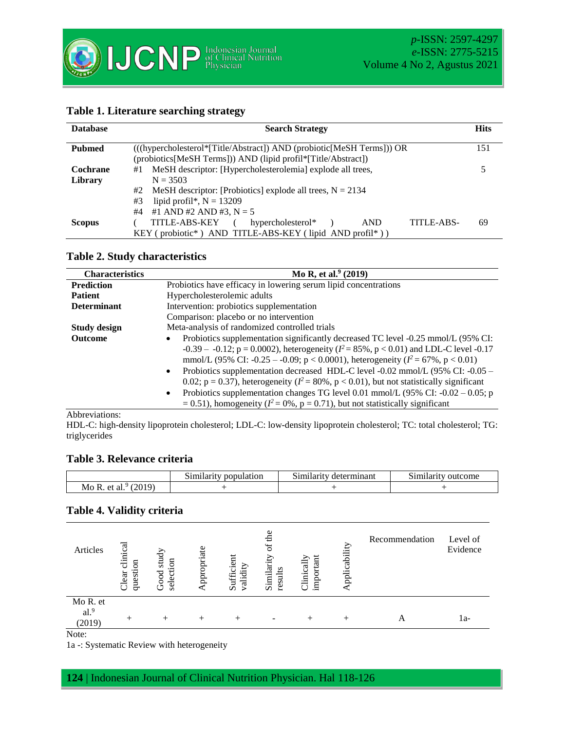**Table 1. Literature searching strategy**

| Database | Search Strategy | Hits |
|---|---|---|
| **Pubmed** | (((hypercholesterol*[Title/Abstract]) AND (probiotic[MeSH Terms])) OR (probiotics[MeSH Terms])) AND (lipid profil*[Title/Abstract]) | 151 |
| **Cochrane Library** | #1 MeSH descriptor: [Hypercholesterolemia] explode all trees, N = 3503<br>#2 MeSH descriptor: [Probiotics] explode all trees, N = 2134<br>#3 lipid profil*, N = 13209<br>#4 #1 AND #2 AND #3, N = 5 | 5 |
| **Scopus** | ( TITLE-ABS-KEY ( hypercholesterol* ) AND TITLE-ABS-KEY ( probiotic* ) AND TITLE-ABS-KEY ( lipid AND profil* ) ) | 69 |

**Table 2. Study characteristics**

| Characteristics | Mo R, et al.[9] (2019) |
|---|---|
| **Prediction** | Probiotics have efficacy in lowering serum lipid concentrations |
| **Patient** | Hypercholesterolemic adults |
| **Determinant** | Intervention: probiotics supplementation<br>Comparison: placebo or no intervention |
| **Study design** | Meta-analysis of randomized controlled trials |
| **Outcome** | • Probiotics supplementation significantly decreased TC level -0.25 mmol/L (95% CI: -0.39 – -0.12; p = 0.0002), heterogeneity ($I^2$ = 85%, p < 0.01) and LDL-C level -0.17 mmol/L (95% CI: -0.25 – -0.09; p < 0.0001), heterogeneity ($I^2$ = 67%, p < 0.01)<br>• Probiotics supplementation decreased HDL-C level -0.02 mmol/L (95% CI: -0.05 – 0.02; p = 0.37), heterogeneity ($I^2$ = 80%, p < 0.01), but not statistically significant<br>• Probiotics supplementation changes TG level 0.01 mmol/L (95% CI: -0.02 – 0.05; p = 0.51), homogeneity ($I^2$ = 0%, p = 0.71), but not statistically significant |

Abbreviations:
HDL-C: high-density lipoprotein cholesterol; LDL-C: low-density lipoprotein cholesterol; TC: total cholesterol; TG: triglycerides

**Table 3. Relevance criteria**

| | Similarity population | Similarity determinant | Similarity outcome |
|---|---|---|---|
| Mo R. et al.[9] (2019) | + | + | + |

**Table 4. Validity criteria**

| Articles | Clear clinical question | Good study selection | Appropriate | Sufficient validity | Similarity of the results | Clinically important | Applicability | Recommendation | Level of Evidence |
|---|---|---|---|---|---|---|---|---|---|
| Mo R. et al.[9] (2019) | + | + | + | + | - | + | + | A | 1a- |

Note:
1a -: Systematic Review with heterogeneity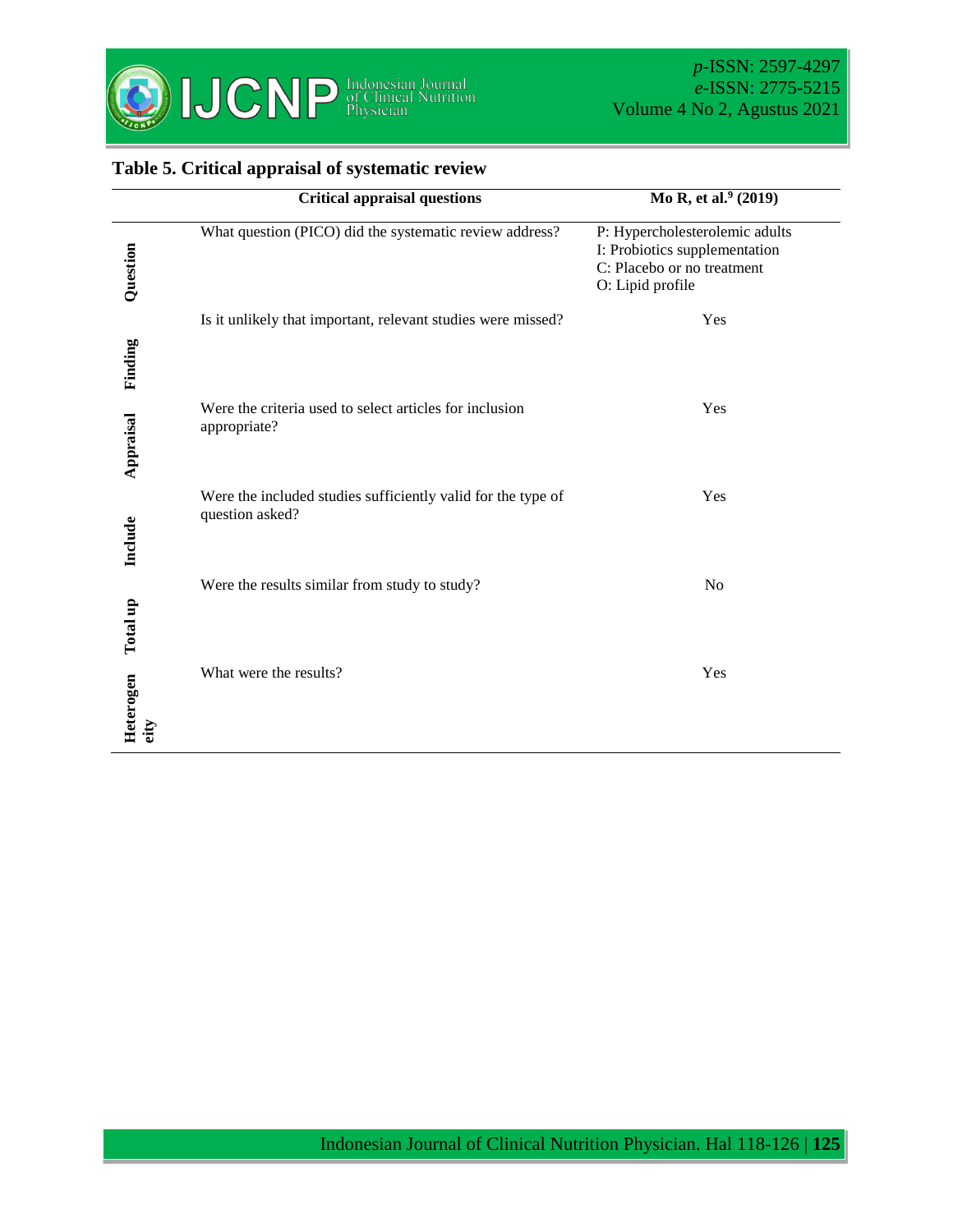### Table 5. Critical appraisal of systematic review

| | Critical appraisal questions | Mo R, et al.[9] (2019) |
|---|---|---|
| Question | What question (PICO) did the systematic review address? | P: Hypercholesterolemic adults<br>I: Probiotics supplementation<br>C: Placebo or no treatment<br>O: Lipid profile |
| Finding | Is it unlikely that important, relevant studies were missed? | Yes |
| Appraisal | Were the criteria used to select articles for inclusion appropriate? | Yes |
| Include | Were the included studies sufficiently valid for the type of question asked? | Yes |
| Total up | Were the results similar from study to study? | No |
| Heterogeneity | What were the results? | Yes |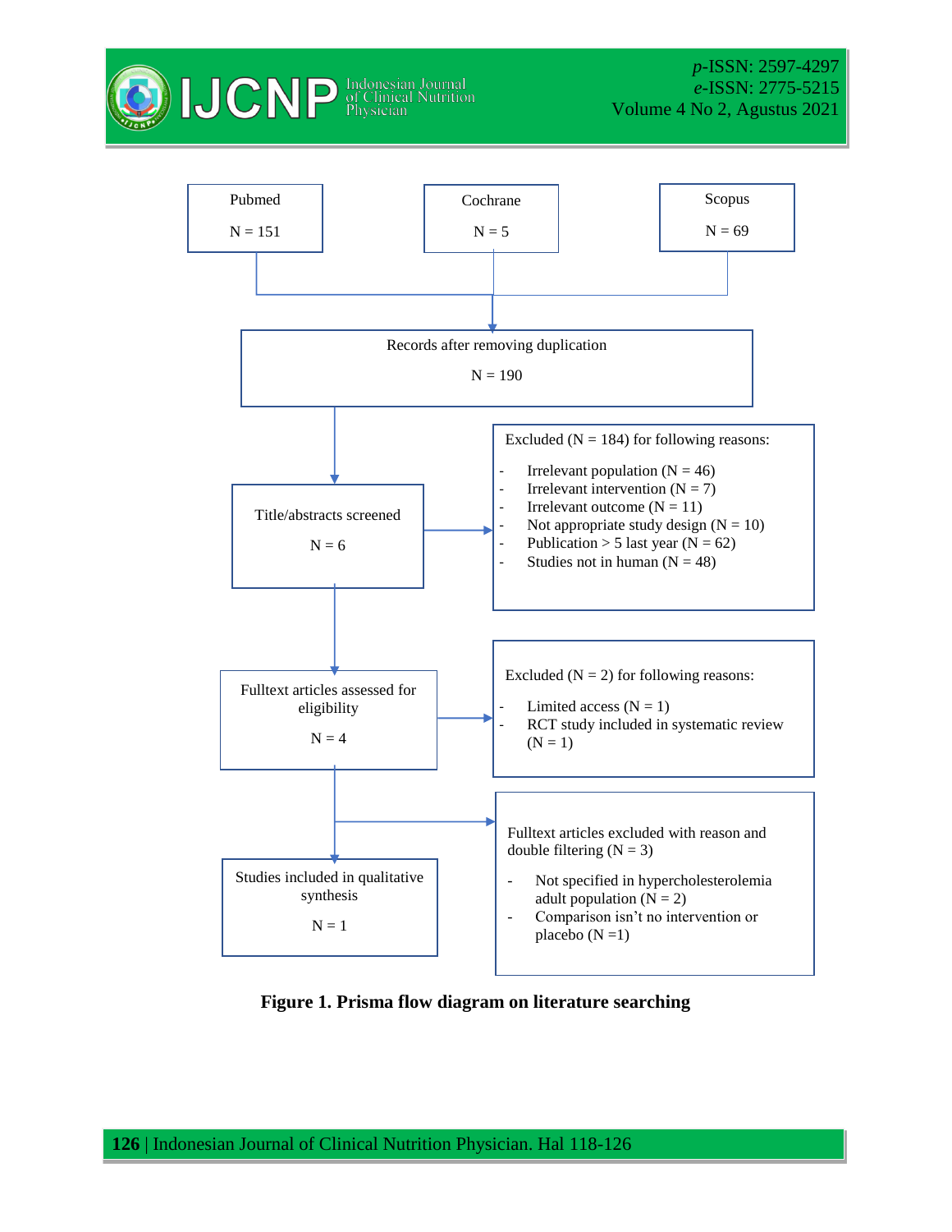Pubmed

N = 151

Cochrane

N = 5

Scopus

N = 69

Records after removing duplication

N = 190

Title/abstracts screened

N = 6

Excluded (N = 184) for following reasons:

- Irrelevant population (N = 46)
- Irrelevant intervention (N = 7)
- Irrelevant outcome (N = 11)
- Not appropriate study design (N = 10)
- Publication > 5 last year (N = 62)
- Studies not in human (N = 48)

Fulltext articles assessed for eligibility

N = 4

Excluded (N = 2) for following reasons:

- Limited access (N = 1)
- RCT study included in systematic review (N = 1)

Studies included in qualitative synthesis

N = 1

Fulltext articles excluded with reason and double filtering (N = 3)

- Not specified in hypercholesterolemia adult population (N = 2)
- Comparison isn't no intervention or placebo (N =1)

**Figure 1. Prisma flow diagram on literature searching**